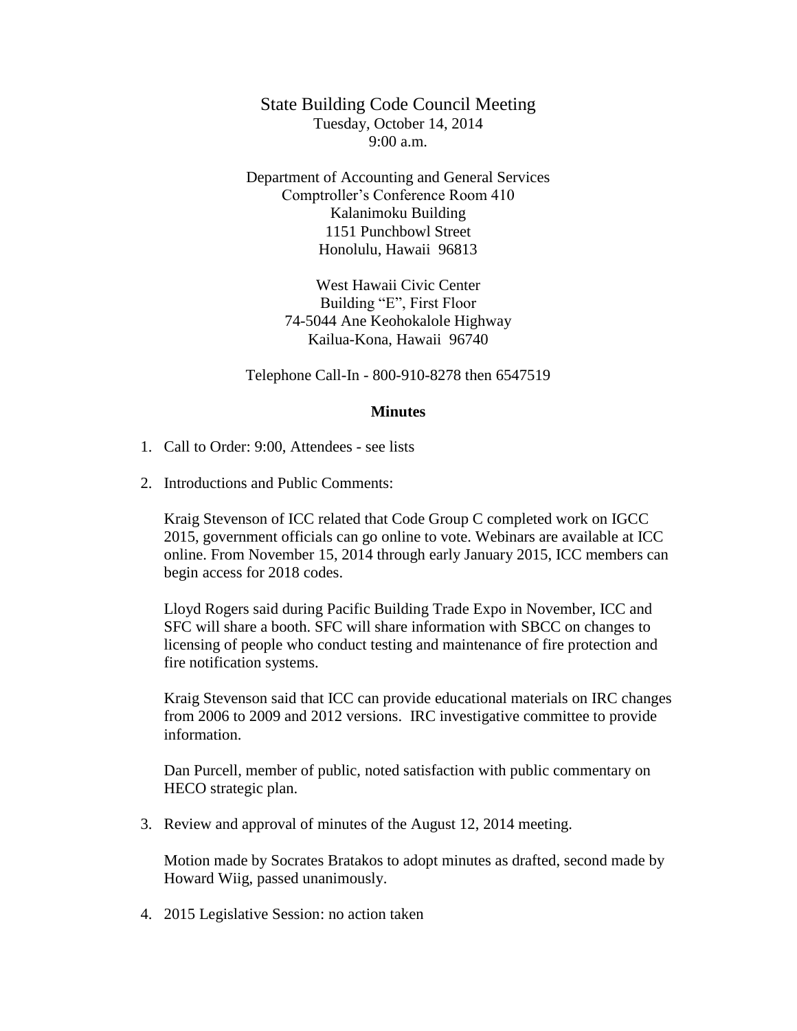# State Building Code Council Meeting

Tuesday, October 14, 2014
9:00 a.m.

Department of Accounting and General Services
Comptroller's Conference Room 410
Kalanimoku Building
1151 Punchbowl Street
Honolulu, Hawaii 96813

West Hawaii Civic Center
Building "E", First Floor
74-5044 Ane Keohokalole Highway
Kailua-Kona, Hawaii 96740

Telephone Call-In - 800-910-8278 then 6547519

## Minutes

1. Call to Order: 9:00, Attendees - see lists

2. Introductions and Public Comments:

   Kraig Stevenson of ICC related that Code Group C completed work on IGCC 2015, government officials can go online to vote. Webinars are available at ICC online. From November 15, 2014 through early January 2015, ICC members can begin access for 2018 codes.

   Lloyd Rogers said during Pacific Building Trade Expo in November, ICC and SFC will share a booth. SFC will share information with SBCC on changes to licensing of people who conduct testing and maintenance of fire protection and fire notification systems.

   Kraig Stevenson said that ICC can provide educational materials on IRC changes from 2006 to 2009 and 2012 versions. IRC investigative committee to provide information.

   Dan Purcell, member of public, noted satisfaction with public commentary on HECO strategic plan.

3. Review and approval of minutes of the August 12, 2014 meeting.

   Motion made by Socrates Bratakos to adopt minutes as drafted, second made by Howard Wiig, passed unanimously.

4. 2015 Legislative Session: no action taken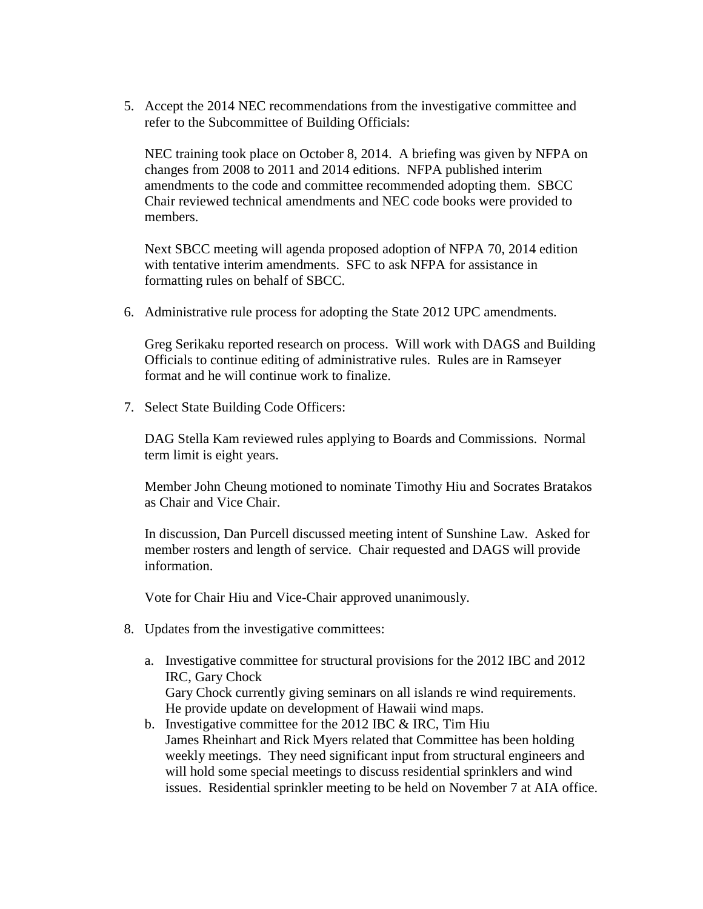5. Accept the 2014 NEC recommendations from the investigative committee and refer to the Subcommittee of Building Officials:

   NEC training took place on October 8, 2014. A briefing was given by NFPA on changes from 2008 to 2011 and 2014 editions. NFPA published interim amendments to the code and committee recommended adopting them. SBCC Chair reviewed technical amendments and NEC code books were provided to members.

   Next SBCC meeting will agenda proposed adoption of NFPA 70, 2014 edition with tentative interim amendments. SFC to ask NFPA for assistance in formatting rules on behalf of SBCC.

6. Administrative rule process for adopting the State 2012 UPC amendments.

   Greg Serikaku reported research on process. Will work with DAGS and Building Officials to continue editing of administrative rules. Rules are in Ramseyer format and he will continue work to finalize.

7. Select State Building Code Officers:

   DAG Stella Kam reviewed rules applying to Boards and Commissions. Normal term limit is eight years.

   Member John Cheung motioned to nominate Timothy Hiu and Socrates Bratakos as Chair and Vice Chair.

   In discussion, Dan Purcell discussed meeting intent of Sunshine Law. Asked for member rosters and length of service. Chair requested and DAGS will provide information.

   Vote for Chair Hiu and Vice-Chair approved unanimously.

8. Updates from the investigative committees:

   a. Investigative committee for structural provisions for the 2012 IBC and 2012 IRC, Gary Chock
      Gary Chock currently giving seminars on all islands re wind requirements. He provide update on development of Hawaii wind maps.
   b. Investigative committee for the 2012 IBC & IRC, Tim Hiu
      James Rheinhart and Rick Myers related that Committee has been holding weekly meetings. They need significant input from structural engineers and will hold some special meetings to discuss residential sprinklers and wind issues. Residential sprinkler meeting to be held on November 7 at AIA office.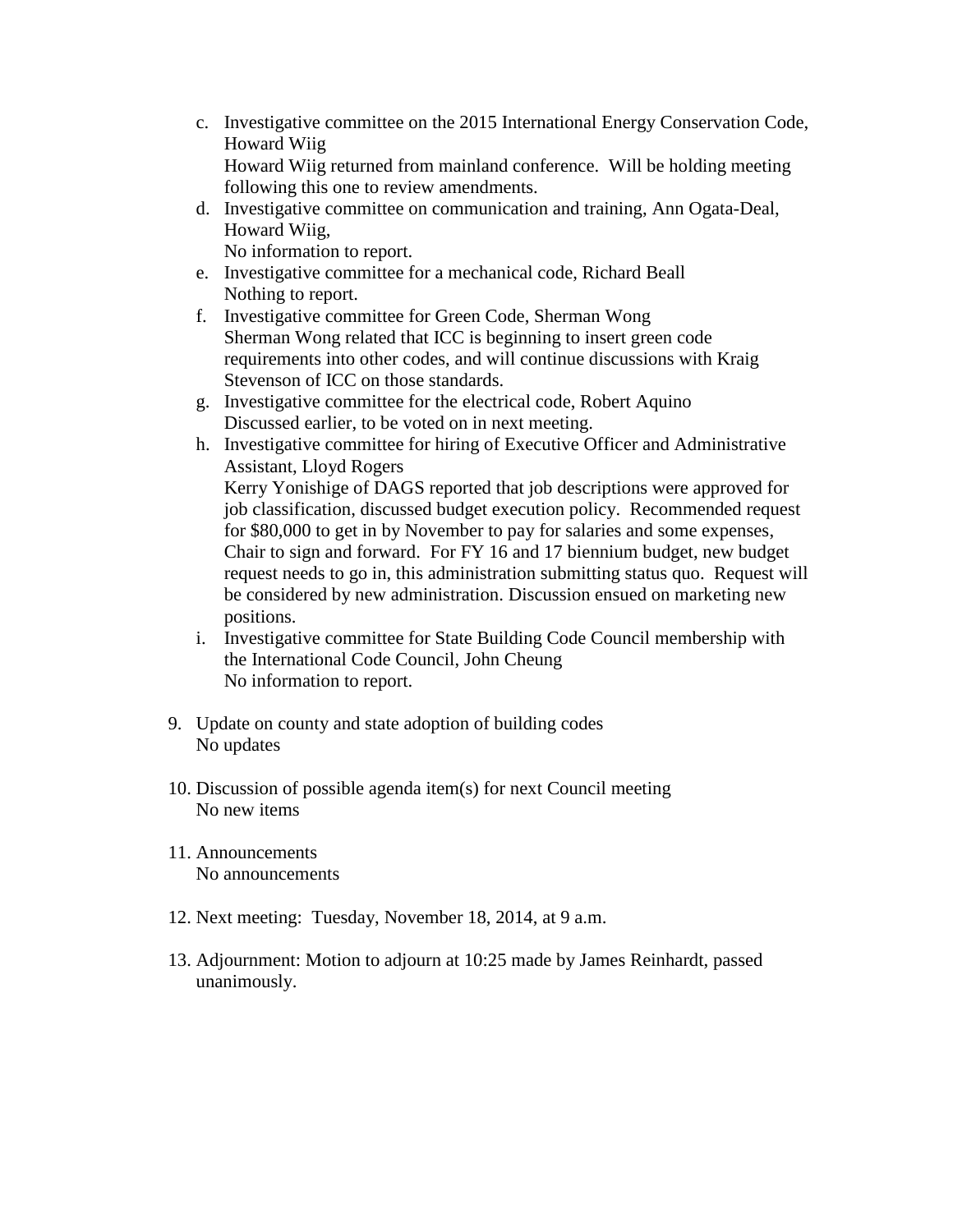c. Investigative committee on the 2015 International Energy Conservation Code, Howard Wiig
   Howard Wiig returned from mainland conference. Will be holding meeting following this one to review amendments.
d. Investigative committee on communication and training, Ann Ogata-Deal, Howard Wiig,
   No information to report.
e. Investigative committee for a mechanical code, Richard Beall
   Nothing to report.
f. Investigative committee for Green Code, Sherman Wong
   Sherman Wong related that ICC is beginning to insert green code requirements into other codes, and will continue discussions with Kraig Stevenson of ICC on those standards.
g. Investigative committee for the electrical code, Robert Aquino
   Discussed earlier, to be voted on in next meeting.
h. Investigative committee for hiring of Executive Officer and Administrative Assistant, Lloyd Rogers
   Kerry Yonishige of DAGS reported that job descriptions were approved for job classification, discussed budget execution policy. Recommended request for $80,000 to get in by November to pay for salaries and some expenses, Chair to sign and forward. For FY 16 and 17 biennium budget, new budget request needs to go in, this administration submitting status quo. Request will be considered by new administration. Discussion ensued on marketing new positions.
i. Investigative committee for State Building Code Council membership with the International Code Council, John Cheung
   No information to report.

9. Update on county and state adoption of building codes
   No updates

10. Discussion of possible agenda item(s) for next Council meeting
    No new items

11. Announcements
    No announcements

12. Next meeting: Tuesday, November 18, 2014, at 9 a.m.

13. Adjournment: Motion to adjourn at 10:25 made by James Reinhardt, passed unanimously.